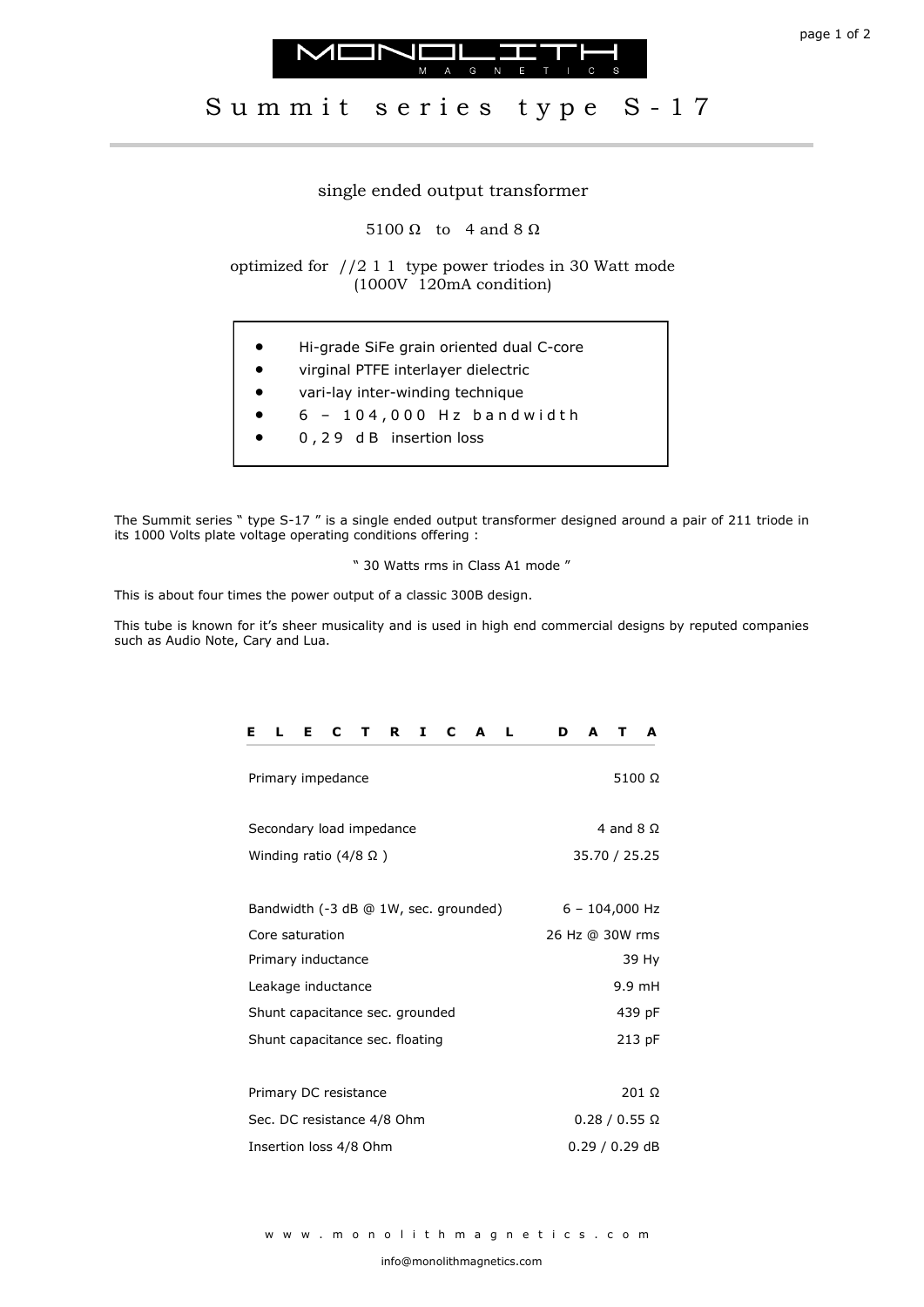MONOLITH MAGNETICS

# Summit series type S-17

single ended output transformer

5100 Ω to 4 and 8 Ω

optimized for //2 1 1 type power triodes in 30 Watt mode
(1000V 120mA condition)

- Hi-grade SiFe grain oriented dual C-core
- virginal PTFE interlayer dielectric
- vari-lay inter-winding technique
- 6 – 104,000 Hz bandwidth
- 0,29 dB insertion loss

The Summit series " type S-17 " is a single ended output transformer designed around a pair of 211 triode in its 1000 Volts plate voltage operating conditions offering :

" 30 Watts rms in Class A1 mode "

This is about four times the power output of a classic 300B design.

This tube is known for it's sheer musicality and is used in high end commercial designs by reputed companies such as Audio Note, Cary and Lua.

## ELECTRICAL DATA

| | |
|---|---|
| Primary impedance | 5100 Ω |
| Secondary load impedance | 4 and 8 Ω |
| Winding ratio (4/8 Ω ) | 35.70 / 25.25 |
| Bandwidth (-3 dB @ 1W, sec. grounded) | 6 – 104,000 Hz |
| Core saturation | 26 Hz @ 30W rms |
| Primary inductance | 39 Hy |
| Leakage inductance | 9.9 mH |
| Shunt capacitance sec. grounded | 439 pF |
| Shunt capacitance sec. floating | 213 pF |
| Primary DC resistance | 201 Ω |
| Sec. DC resistance 4/8 Ohm | 0.28 / 0.55 Ω |
| Insertion loss 4/8 Ohm | 0.29 / 0.29 dB |

www.monolithmagnetics.com

info@monolithmagnetics.com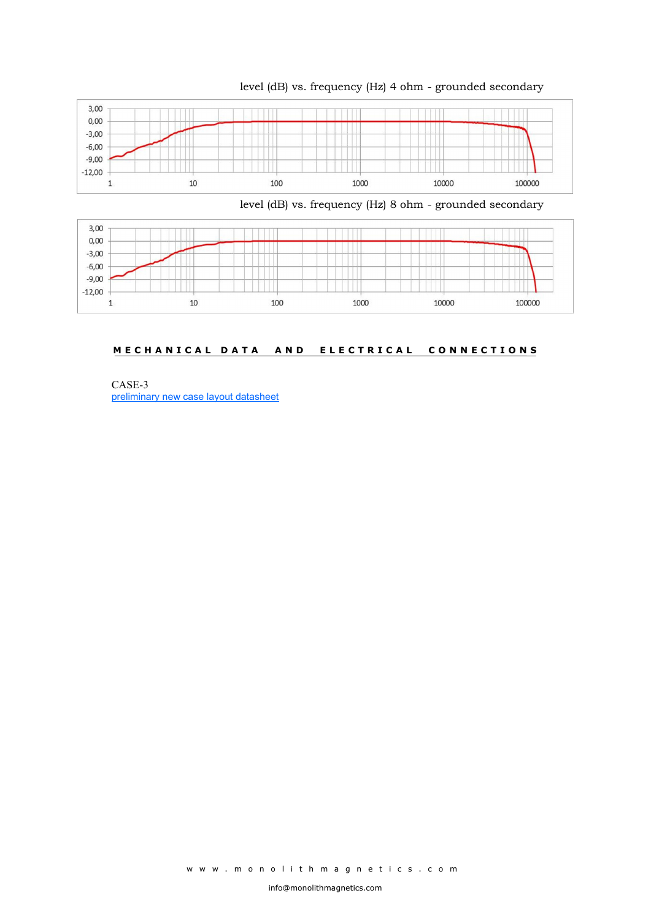level (dB) vs. frequency (Hz) 4 ohm - grounded secondary

3,00
0,00
-3,00
-6,00
-9,00
-12,00
1
10
100
1000
10000
100000

level (dB) vs. frequency (Hz) 8 ohm - grounded secondary

3,00
0,00
-3,00
-6,00
-9,00
-12,00
1
10
100
1000
10000
100000

## MECHANICAL DATA AND ELECTRICAL CONNECTIONS

CASE-3
preliminary new case layout datasheet

www.monolithmagnetics.com

info@monolithmagnetics.com